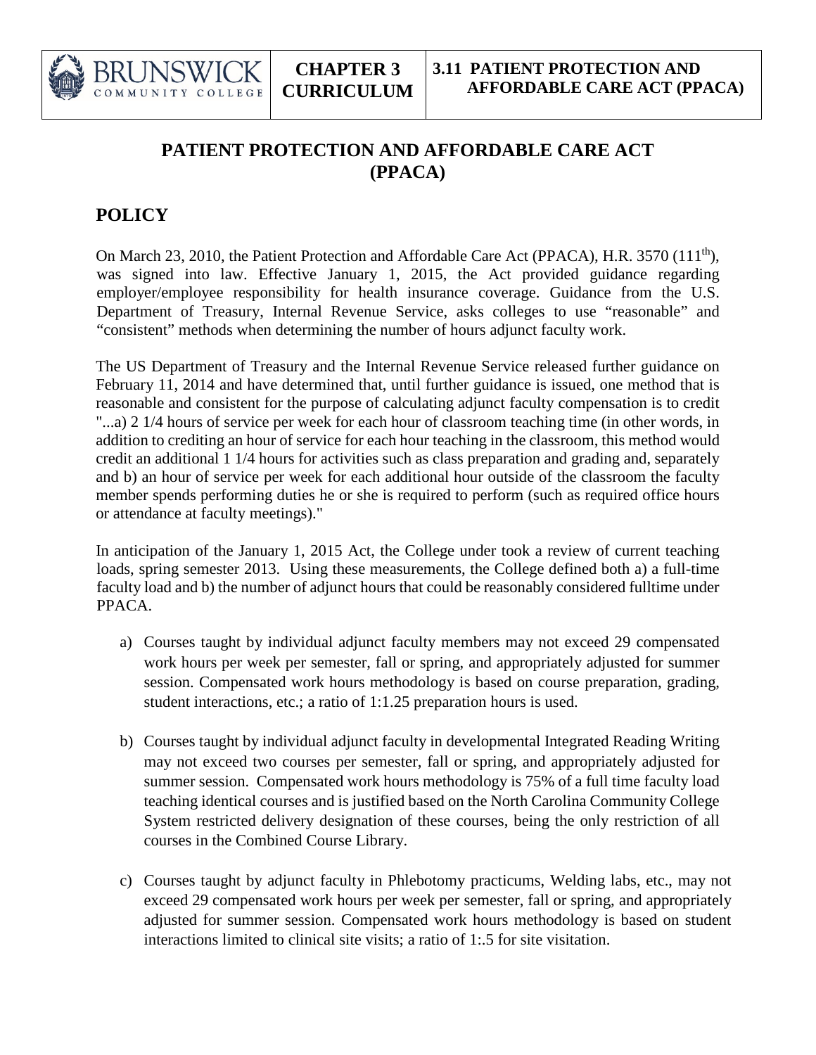# PATIENT PROTECTION AND AFFORDABLE CARE ACT (PPACA)

## POLICY

On March 23, 2010, the Patient Protection and Affordable Care Act (PPACA), H.R. 3570 (111th), was signed into law. Effective January 1, 2015, the Act provided guidance regarding employer/employee responsibility for health insurance coverage. Guidance from the U.S. Department of Treasury, Internal Revenue Service, asks colleges to use "reasonable" and "consistent" methods when determining the number of hours adjunct faculty work.

The US Department of Treasury and the Internal Revenue Service released further guidance on February 11, 2014 and have determined that, until further guidance is issued, one method that is reasonable and consistent for the purpose of calculating adjunct faculty compensation is to credit "...a) 2 1/4 hours of service per week for each hour of classroom teaching time (in other words, in addition to crediting an hour of service for each hour teaching in the classroom, this method would credit an additional 1 1/4 hours for activities such as class preparation and grading and, separately and b) an hour of service per week for each additional hour outside of the classroom the faculty member spends performing duties he or she is required to perform (such as required office hours or attendance at faculty meetings)."

In anticipation of the January 1, 2015 Act, the College under took a review of current teaching loads, spring semester 2013. Using these measurements, the College defined both a) a full-time faculty load and b) the number of adjunct hours that could be reasonably considered fulltime under PPACA.

a) Courses taught by individual adjunct faculty members may not exceed 29 compensated work hours per week per semester, fall or spring, and appropriately adjusted for summer session. Compensated work hours methodology is based on course preparation, grading, student interactions, etc.; a ratio of 1:1.25 preparation hours is used.

b) Courses taught by individual adjunct faculty in developmental Integrated Reading Writing may not exceed two courses per semester, fall or spring, and appropriately adjusted for summer session. Compensated work hours methodology is 75% of a full time faculty load teaching identical courses and is justified based on the North Carolina Community College System restricted delivery designation of these courses, being the only restriction of all courses in the Combined Course Library.

c) Courses taught by adjunct faculty in Phlebotomy practicums, Welding labs, etc., may not exceed 29 compensated work hours per week per semester, fall or spring, and appropriately adjusted for summer session. Compensated work hours methodology is based on student interactions limited to clinical site visits; a ratio of 1:.5 for site visitation.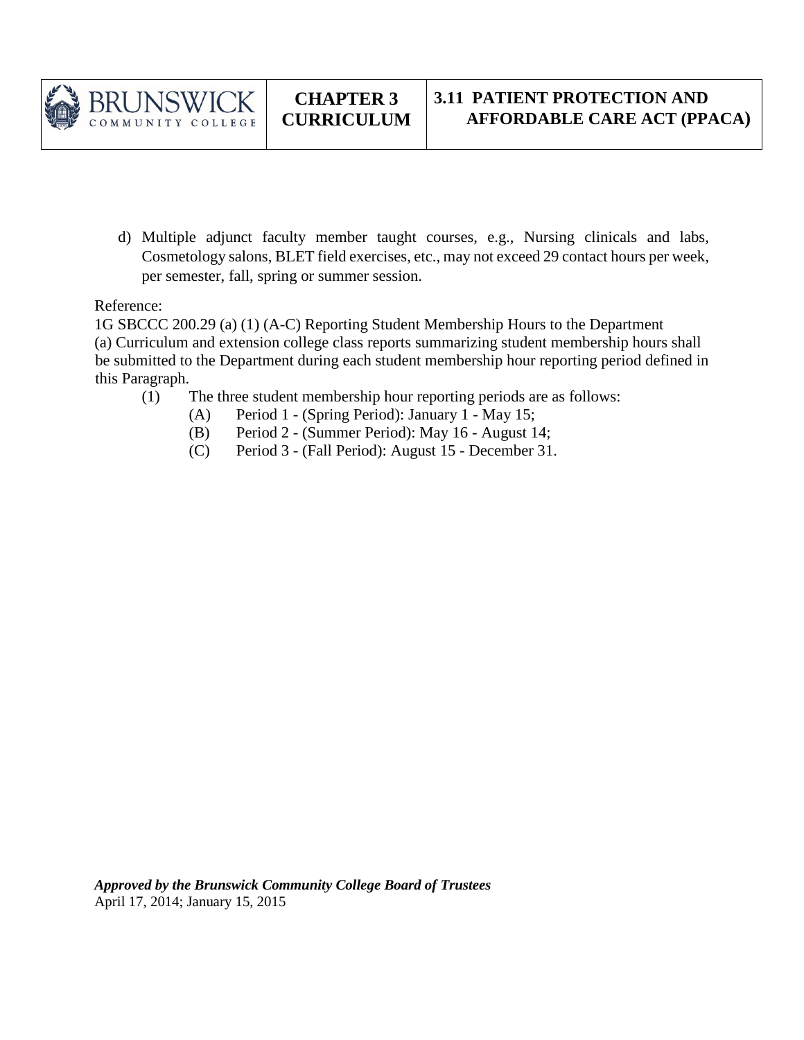d) Multiple adjunct faculty member taught courses, e.g., Nursing clinicals and labs, Cosmetology salons, BLET field exercises, etc., may not exceed 29 contact hours per week, per semester, fall, spring or summer session.

Reference:

1G SBCCC 200.29 (a) (1) (A-C) Reporting Student Membership Hours to the Department

(a) Curriculum and extension college class reports summarizing student membership hours shall be submitted to the Department during each student membership hour reporting period defined in this Paragraph.

(1) The three student membership hour reporting periods are as follows:

(A) Period 1 - (Spring Period): January 1 - May 15;

(B) Period 2 - (Summer Period): May 16 - August 14;

(C) Period 3 - (Fall Period): August 15 - December 31.

***Approved by the Brunswick Community College Board of Trustees***

April 17, 2014; January 15, 2015